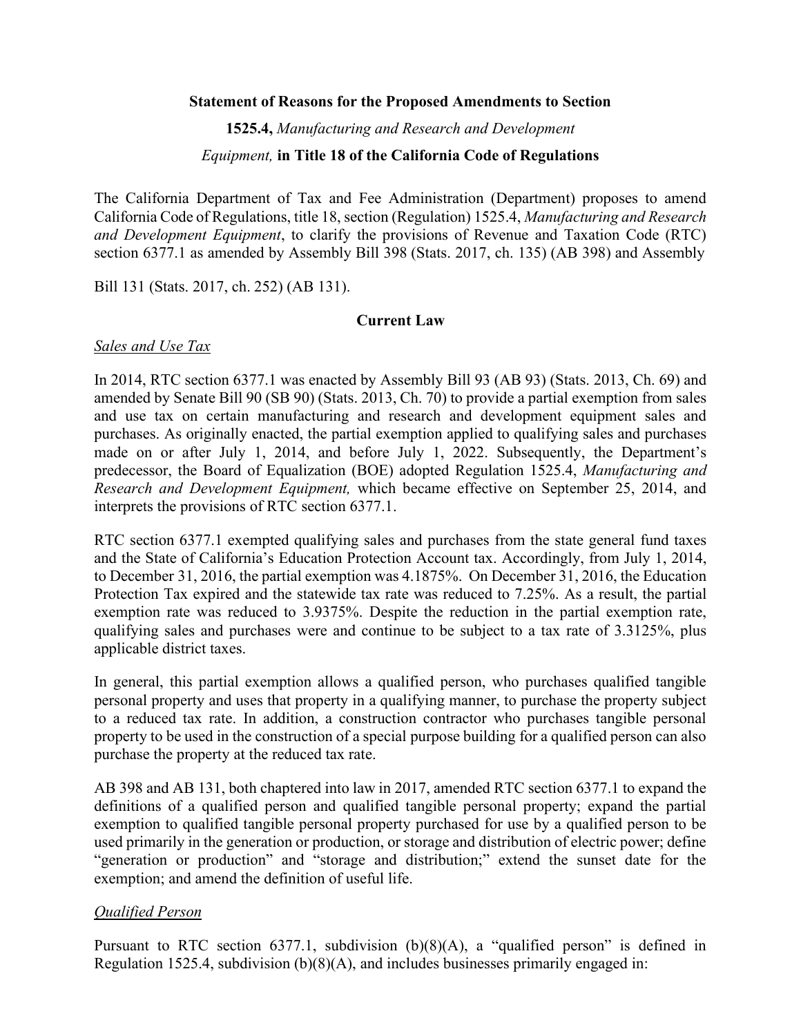**Statement of Reasons for the Proposed Amendments to Section 1525.4,** *Manufacturing and Research and Development Equipment,* **in Title 18 of the California Code of Regulations**

The California Department of Tax and Fee Administration (Department) proposes to amend California Code of Regulations, title 18, section (Regulation) 1525.4, *Manufacturing and Research and Development Equipment*, to clarify the provisions of Revenue and Taxation Code (RTC) section 6377.1 as amended by Assembly Bill 398 (Stats. 2017, ch. 135) (AB 398) and Assembly Bill 131 (Stats. 2017, ch. 252) (AB 131).

**Current Law**

*Sales and Use Tax*

In 2014, RTC section 6377.1 was enacted by Assembly Bill 93 (AB 93) (Stats. 2013, Ch. 69) and amended by Senate Bill 90 (SB 90) (Stats. 2013, Ch. 70) to provide a partial exemption from sales and use tax on certain manufacturing and research and development equipment sales and purchases. As originally enacted, the partial exemption applied to qualifying sales and purchases made on or after July 1, 2014, and before July 1, 2022. Subsequently, the Department's predecessor, the Board of Equalization (BOE) adopted Regulation 1525.4, *Manufacturing and Research and Development Equipment,* which became effective on September 25, 2014, and interprets the provisions of RTC section 6377.1.

RTC section 6377.1 exempted qualifying sales and purchases from the state general fund taxes and the State of California's Education Protection Account tax. Accordingly, from July 1, 2014, to December 31, 2016, the partial exemption was 4.1875%. On December 31, 2016, the Education Protection Tax expired and the statewide tax rate was reduced to 7.25%. As a result, the partial exemption rate was reduced to 3.9375%. Despite the reduction in the partial exemption rate, qualifying sales and purchases were and continue to be subject to a tax rate of 3.3125%, plus applicable district taxes.

In general, this partial exemption allows a qualified person, who purchases qualified tangible personal property and uses that property in a qualifying manner, to purchase the property subject to a reduced tax rate. In addition, a construction contractor who purchases tangible personal property to be used in the construction of a special purpose building for a qualified person can also purchase the property at the reduced tax rate.

AB 398 and AB 131, both chaptered into law in 2017, amended RTC section 6377.1 to expand the definitions of a qualified person and qualified tangible personal property; expand the partial exemption to qualified tangible personal property purchased for use by a qualified person to be used primarily in the generation or production, or storage and distribution of electric power; define "generation or production" and "storage and distribution;" extend the sunset date for the exemption; and amend the definition of useful life.

*Qualified Person*

Pursuant to RTC section 6377.1, subdivision (b)(8)(A), a "qualified person" is defined in Regulation 1525.4, subdivision (b)(8)(A), and includes businesses primarily engaged in: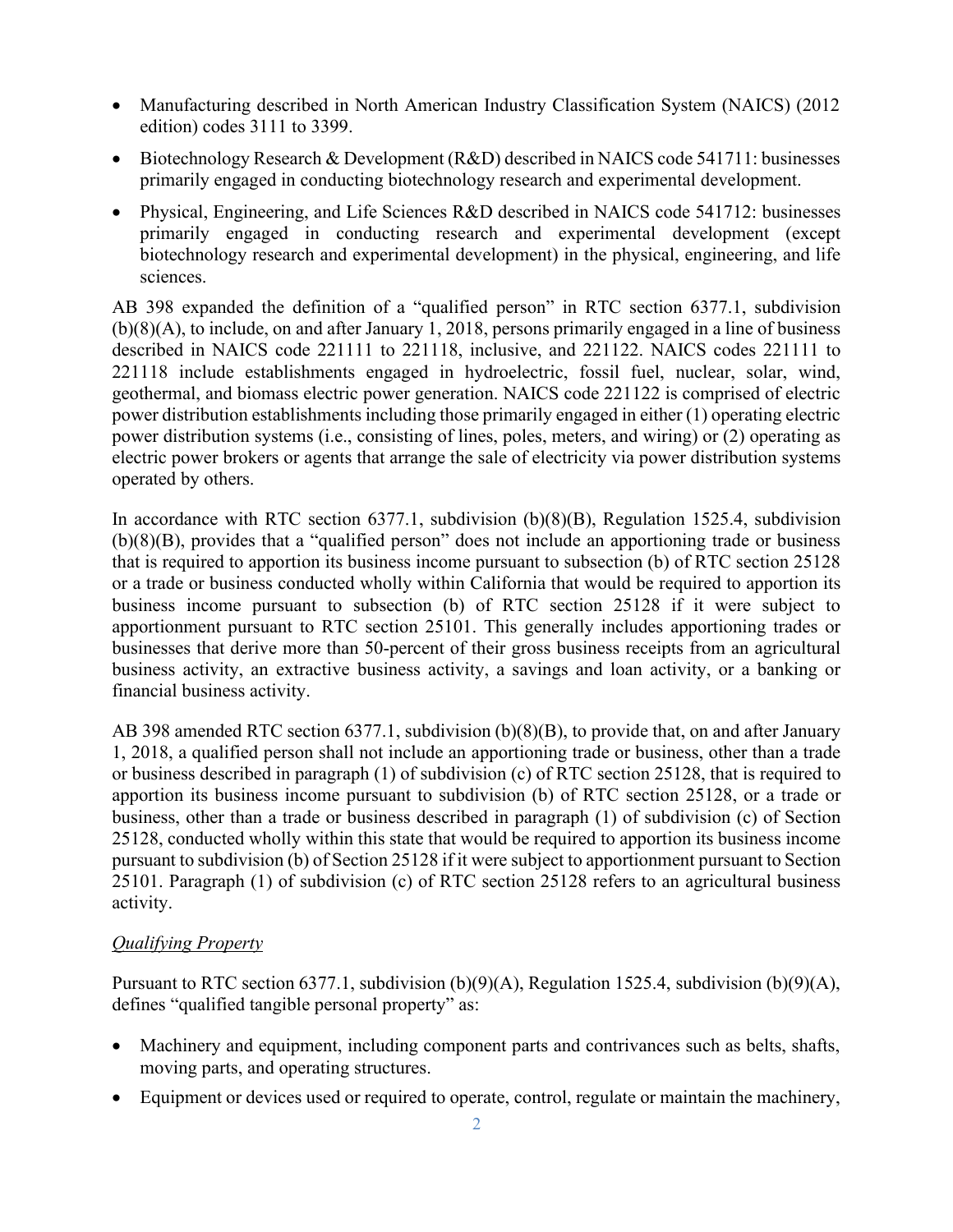- Manufacturing described in North American Industry Classification System (NAICS) (2012 edition) codes 3111 to 3399.
- Biotechnology Research & Development (R&D) described in NAICS code 541711: businesses primarily engaged in conducting biotechnology research and experimental development.
- Physical, Engineering, and Life Sciences R&D described in NAICS code 541712: businesses primarily engaged in conducting research and experimental development (except biotechnology research and experimental development) in the physical, engineering, and life sciences.

AB 398 expanded the definition of a "qualified person" in RTC section 6377.1, subdivision (b)(8)(A), to include, on and after January 1, 2018, persons primarily engaged in a line of business described in NAICS code 221111 to 221118, inclusive, and 221122. NAICS codes 221111 to 221118 include establishments engaged in hydroelectric, fossil fuel, nuclear, solar, wind, geothermal, and biomass electric power generation. NAICS code 221122 is comprised of electric power distribution establishments including those primarily engaged in either (1) operating electric power distribution systems (i.e., consisting of lines, poles, meters, and wiring) or (2) operating as electric power brokers or agents that arrange the sale of electricity via power distribution systems operated by others.

In accordance with RTC section 6377.1, subdivision (b)(8)(B), Regulation 1525.4, subdivision (b)(8)(B), provides that a "qualified person" does not include an apportioning trade or business that is required to apportion its business income pursuant to subsection (b) of RTC section 25128 or a trade or business conducted wholly within California that would be required to apportion its business income pursuant to subsection (b) of RTC section 25128 if it were subject to apportionment pursuant to RTC section 25101. This generally includes apportioning trades or businesses that derive more than 50-percent of their gross business receipts from an agricultural business activity, an extractive business activity, a savings and loan activity, or a banking or financial business activity.

AB 398 amended RTC section 6377.1, subdivision (b)(8)(B), to provide that, on and after January 1, 2018, a qualified person shall not include an apportioning trade or business, other than a trade or business described in paragraph (1) of subdivision (c) of RTC section 25128, that is required to apportion its business income pursuant to subdivision (b) of RTC section 25128, or a trade or business, other than a trade or business described in paragraph (1) of subdivision (c) of Section 25128, conducted wholly within this state that would be required to apportion its business income pursuant to subdivision (b) of Section 25128 if it were subject to apportionment pursuant to Section 25101. Paragraph (1) of subdivision (c) of RTC section 25128 refers to an agricultural business activity.

*Qualifying Property*

Pursuant to RTC section 6377.1, subdivision (b)(9)(A), Regulation 1525.4, subdivision (b)(9)(A), defines "qualified tangible personal property" as:

- Machinery and equipment, including component parts and contrivances such as belts, shafts, moving parts, and operating structures.
- Equipment or devices used or required to operate, control, regulate or maintain the machinery,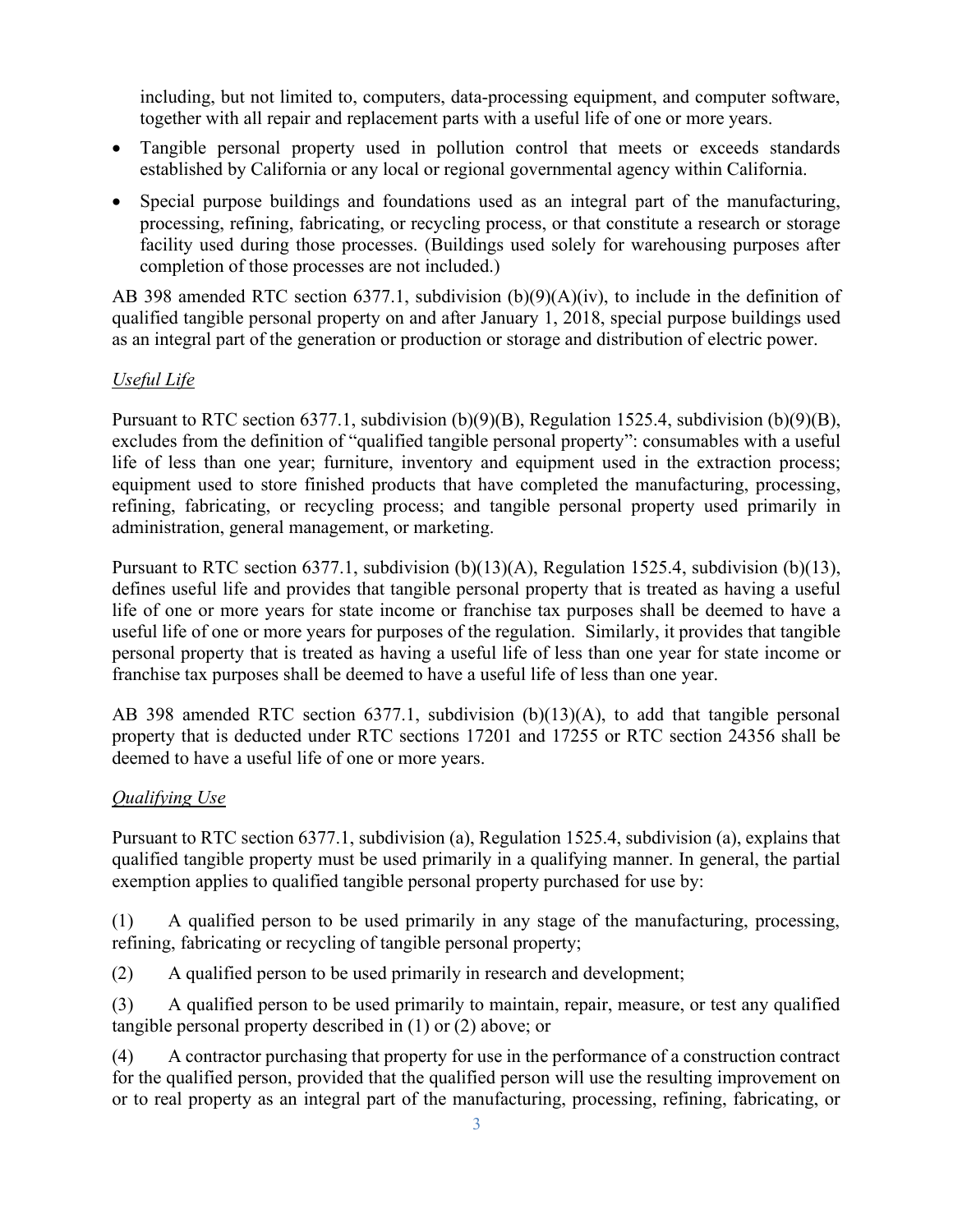including, but not limited to, computers, data-processing equipment, and computer software, together with all repair and replacement parts with a useful life of one or more years.

- Tangible personal property used in pollution control that meets or exceeds standards established by California or any local or regional governmental agency within California.
- Special purpose buildings and foundations used as an integral part of the manufacturing, processing, refining, fabricating, or recycling process, or that constitute a research or storage facility used during those processes. (Buildings used solely for warehousing purposes after completion of those processes are not included.)

AB 398 amended RTC section 6377.1, subdivision (b)(9)(A)(iv), to include in the definition of qualified tangible personal property on and after January 1, 2018, special purpose buildings used as an integral part of the generation or production or storage and distribution of electric power.

_Useful Life_

Pursuant to RTC section 6377.1, subdivision (b)(9)(B), Regulation 1525.4, subdivision (b)(9)(B), excludes from the definition of "qualified tangible personal property": consumables with a useful life of less than one year; furniture, inventory and equipment used in the extraction process; equipment used to store finished products that have completed the manufacturing, processing, refining, fabricating, or recycling process; and tangible personal property used primarily in administration, general management, or marketing.

Pursuant to RTC section 6377.1, subdivision (b)(13)(A), Regulation 1525.4, subdivision (b)(13), defines useful life and provides that tangible personal property that is treated as having a useful life of one or more years for state income or franchise tax purposes shall be deemed to have a useful life of one or more years for purposes of the regulation. Similarly, it provides that tangible personal property that is treated as having a useful life of less than one year for state income or franchise tax purposes shall be deemed to have a useful life of less than one year.

AB 398 amended RTC section 6377.1, subdivision (b)(13)(A), to add that tangible personal property that is deducted under RTC sections 17201 and 17255 or RTC section 24356 shall be deemed to have a useful life of one or more years.

_Qualifying Use_

Pursuant to RTC section 6377.1, subdivision (a), Regulation 1525.4, subdivision (a), explains that qualified tangible property must be used primarily in a qualifying manner. In general, the partial exemption applies to qualified tangible personal property purchased for use by:

(1) A qualified person to be used primarily in any stage of the manufacturing, processing, refining, fabricating or recycling of tangible personal property;

(2) A qualified person to be used primarily in research and development;

(3) A qualified person to be used primarily to maintain, repair, measure, or test any qualified tangible personal property described in (1) or (2) above; or

(4) A contractor purchasing that property for use in the performance of a construction contract for the qualified person, provided that the qualified person will use the resulting improvement on or to real property as an integral part of the manufacturing, processing, refining, fabricating, or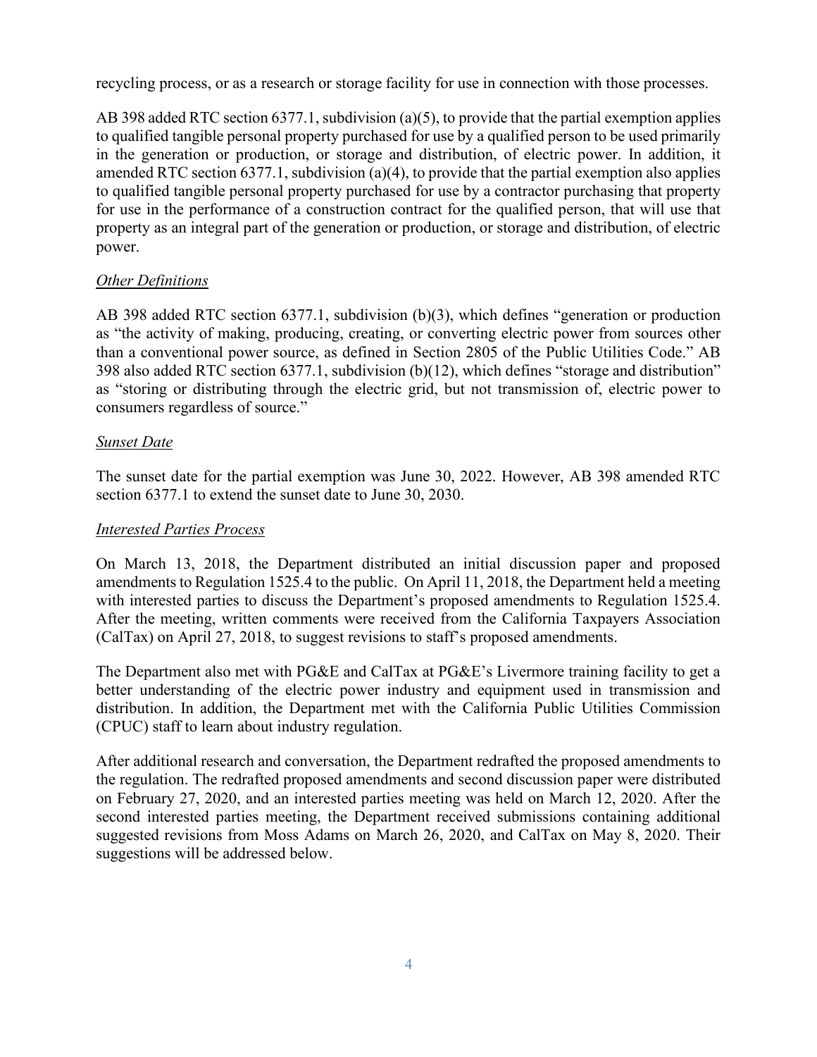recycling process, or as a research or storage facility for use in connection with those processes.

AB 398 added RTC section 6377.1, subdivision (a)(5), to provide that the partial exemption applies to qualified tangible personal property purchased for use by a qualified person to be used primarily in the generation or production, or storage and distribution, of electric power. In addition, it amended RTC section 6377.1, subdivision (a)(4), to provide that the partial exemption also applies to qualified tangible personal property purchased for use by a contractor purchasing that property for use in the performance of a construction contract for the qualified person, that will use that property as an integral part of the generation or production, or storage and distribution, of electric power.

*Other Definitions*

AB 398 added RTC section 6377.1, subdivision (b)(3), which defines "generation or production as "the activity of making, producing, creating, or converting electric power from sources other than a conventional power source, as defined in Section 2805 of the Public Utilities Code." AB 398 also added RTC section 6377.1, subdivision (b)(12), which defines "storage and distribution" as "storing or distributing through the electric grid, but not transmission of, electric power to consumers regardless of source."

*Sunset Date*

The sunset date for the partial exemption was June 30, 2022. However, AB 398 amended RTC section 6377.1 to extend the sunset date to June 30, 2030.

*Interested Parties Process*

On March 13, 2018, the Department distributed an initial discussion paper and proposed amendments to Regulation 1525.4 to the public. On April 11, 2018, the Department held a meeting with interested parties to discuss the Department's proposed amendments to Regulation 1525.4. After the meeting, written comments were received from the California Taxpayers Association (CalTax) on April 27, 2018, to suggest revisions to staff's proposed amendments.

The Department also met with PG&E and CalTax at PG&E's Livermore training facility to get a better understanding of the electric power industry and equipment used in transmission and distribution. In addition, the Department met with the California Public Utilities Commission (CPUC) staff to learn about industry regulation.

After additional research and conversation, the Department redrafted the proposed amendments to the regulation. The redrafted proposed amendments and second discussion paper were distributed on February 27, 2020, and an interested parties meeting was held on March 12, 2020. After the second interested parties meeting, the Department received submissions containing additional suggested revisions from Moss Adams on March 26, 2020, and CalTax on May 8, 2020. Their suggestions will be addressed below.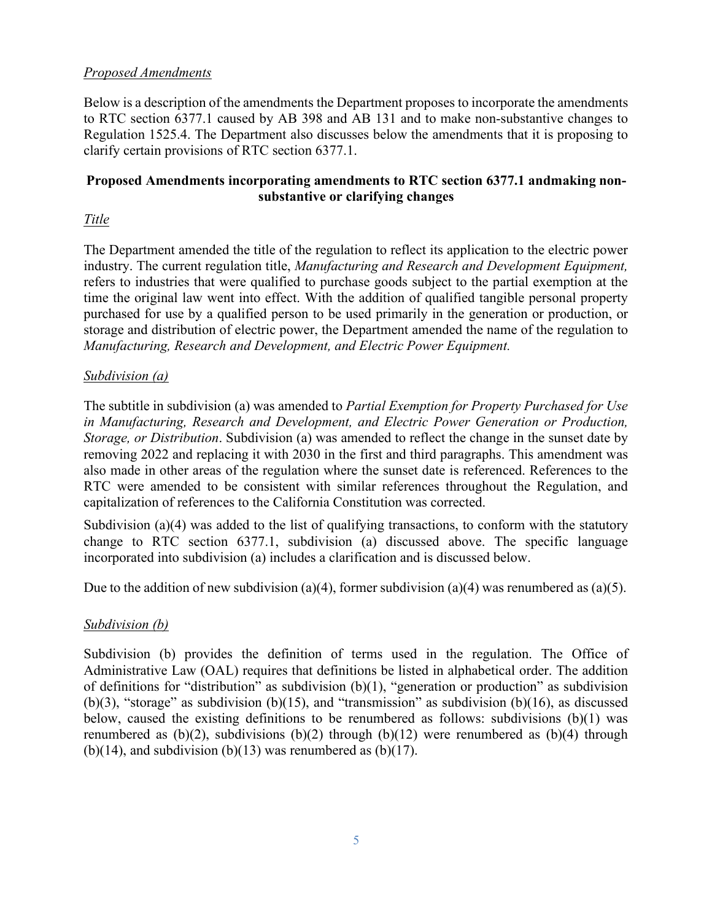*Proposed Amendments*

Below is a description of the amendments the Department proposes to incorporate the amendments to RTC section 6377.1 caused by AB 398 and AB 131 and to make non-substantive changes to Regulation 1525.4. The Department also discusses below the amendments that it is proposing to clarify certain provisions of RTC section 6377.1.

**Proposed Amendments incorporating amendments to RTC section 6377.1 andmaking non-substantive or clarifying changes**

*Title*

The Department amended the title of the regulation to reflect its application to the electric power industry. The current regulation title, *Manufacturing and Research and Development Equipment,* refers to industries that were qualified to purchase goods subject to the partial exemption at the time the original law went into effect. With the addition of qualified tangible personal property purchased for use by a qualified person to be used primarily in the generation or production, or storage and distribution of electric power, the Department amended the name of the regulation to *Manufacturing, Research and Development, and Electric Power Equipment.*

*Subdivision (a)*

The subtitle in subdivision (a) was amended to *Partial Exemption for Property Purchased for Use in Manufacturing, Research and Development, and Electric Power Generation or Production, Storage, or Distribution*. Subdivision (a) was amended to reflect the change in the sunset date by removing 2022 and replacing it with 2030 in the first and third paragraphs. This amendment was also made in other areas of the regulation where the sunset date is referenced. References to the RTC were amended to be consistent with similar references throughout the Regulation, and capitalization of references to the California Constitution was corrected.

Subdivision (a)(4) was added to the list of qualifying transactions, to conform with the statutory change to RTC section 6377.1, subdivision (a) discussed above. The specific language incorporated into subdivision (a) includes a clarification and is discussed below.

Due to the addition of new subdivision (a)(4), former subdivision (a)(4) was renumbered as (a)(5).

*Subdivision (b)*

Subdivision (b) provides the definition of terms used in the regulation. The Office of Administrative Law (OAL) requires that definitions be listed in alphabetical order. The addition of definitions for "distribution" as subdivision (b)(1), "generation or production" as subdivision (b)(3), "storage" as subdivision (b)(15), and "transmission" as subdivision (b)(16), as discussed below, caused the existing definitions to be renumbered as follows: subdivisions (b)(1) was renumbered as (b)(2), subdivisions (b)(2) through (b)(12) were renumbered as (b)(4) through (b)(14), and subdivision (b)(13) was renumbered as (b)(17).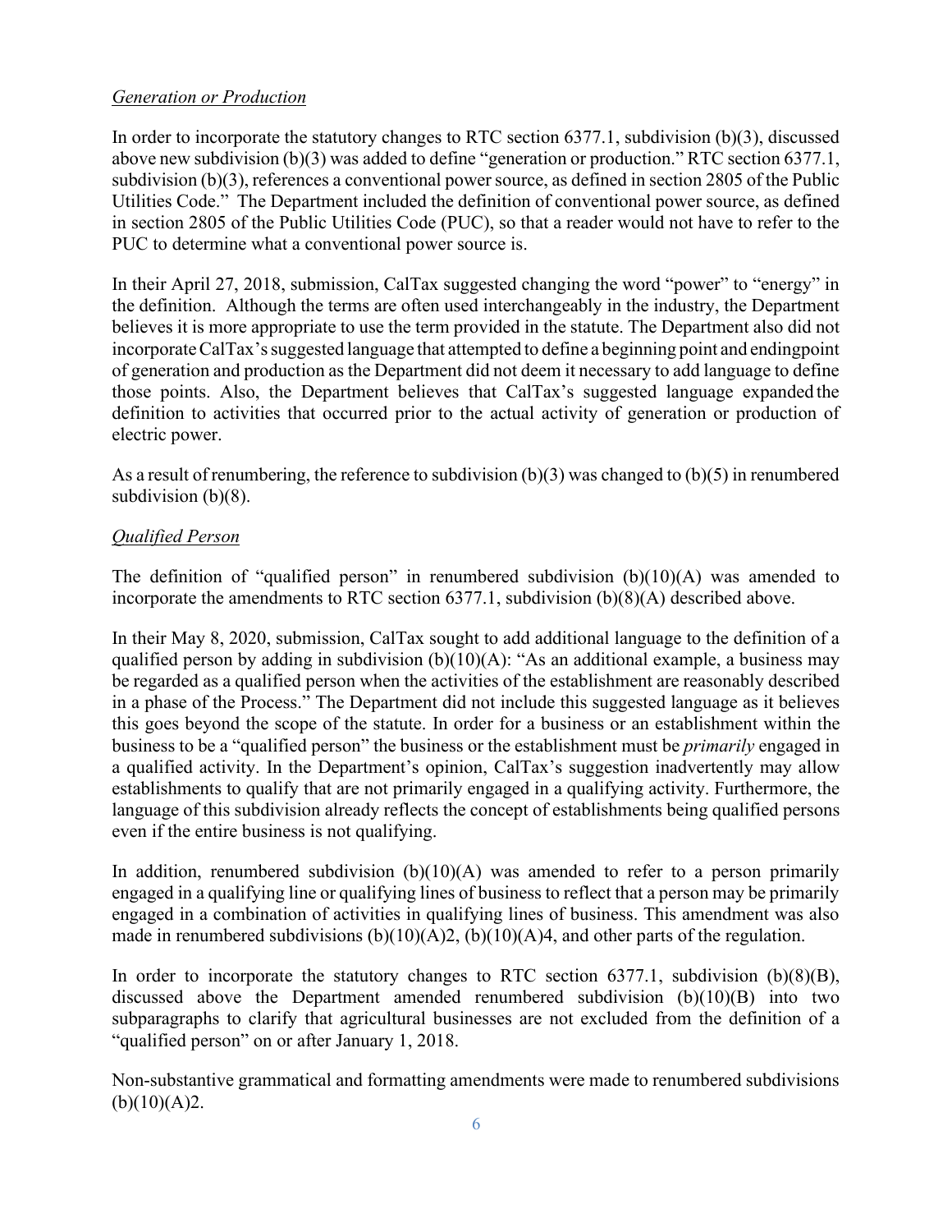*Generation or Production*

In order to incorporate the statutory changes to RTC section 6377.1, subdivision (b)(3), discussed above new subdivision (b)(3) was added to define "generation or production." RTC section 6377.1, subdivision (b)(3), references a conventional power source, as defined in section 2805 of the Public Utilities Code." The Department included the definition of conventional power source, as defined in section 2805 of the Public Utilities Code (PUC), so that a reader would not have to refer to the PUC to determine what a conventional power source is.

In their April 27, 2018, submission, CalTax suggested changing the word "power" to "energy" in the definition. Although the terms are often used interchangeably in the industry, the Department believes it is more appropriate to use the term provided in the statute. The Department also did not incorporate CalTax's suggested language that attempted to define a beginning point and endingpoint of generation and production as the Department did not deem it necessary to add language to define those points. Also, the Department believes that CalTax's suggested language expanded the definition to activities that occurred prior to the actual activity of generation or production of electric power.

As a result of renumbering, the reference to subdivision (b)(3) was changed to (b)(5) in renumbered subdivision (b)(8).

*Qualified Person*

The definition of "qualified person" in renumbered subdivision (b)(10)(A) was amended to incorporate the amendments to RTC section 6377.1, subdivision (b)(8)(A) described above.

In their May 8, 2020, submission, CalTax sought to add additional language to the definition of a qualified person by adding in subdivision (b)(10)(A): "As an additional example, a business may be regarded as a qualified person when the activities of the establishment are reasonably described in a phase of the Process." The Department did not include this suggested language as it believes this goes beyond the scope of the statute. In order for a business or an establishment within the business to be a "qualified person" the business or the establishment must be *primarily* engaged in a qualified activity. In the Department's opinion, CalTax's suggestion inadvertently may allow establishments to qualify that are not primarily engaged in a qualifying activity. Furthermore, the language of this subdivision already reflects the concept of establishments being qualified persons even if the entire business is not qualifying.

In addition, renumbered subdivision (b)(10)(A) was amended to refer to a person primarily engaged in a qualifying line or qualifying lines of business to reflect that a person may be primarily engaged in a combination of activities in qualifying lines of business. This amendment was also made in renumbered subdivisions (b)(10)(A)2, (b)(10)(A)4, and other parts of the regulation.

In order to incorporate the statutory changes to RTC section 6377.1, subdivision (b)(8)(B), discussed above the Department amended renumbered subdivision (b)(10)(B) into two subparagraphs to clarify that agricultural businesses are not excluded from the definition of a "qualified person" on or after January 1, 2018.

Non-substantive grammatical and formatting amendments were made to renumbered subdivisions (b)(10)(A)2.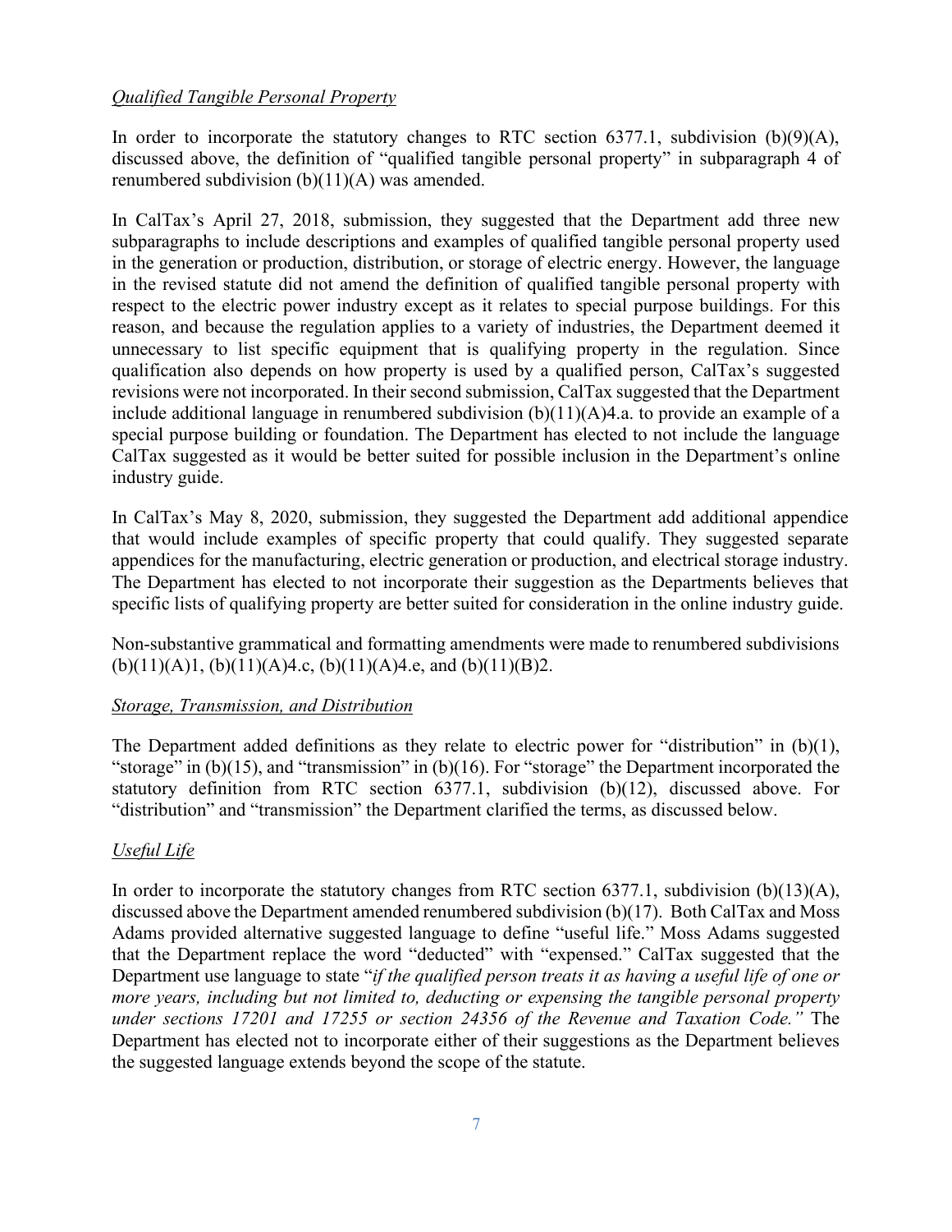*Qualified Tangible Personal Property*

In order to incorporate the statutory changes to RTC section 6377.1, subdivision (b)(9)(A), discussed above, the definition of "qualified tangible personal property" in subparagraph 4 of renumbered subdivision (b)(11)(A) was amended.

In CalTax's April 27, 2018, submission, they suggested that the Department add three new subparagraphs to include descriptions and examples of qualified tangible personal property used in the generation or production, distribution, or storage of electric energy. However, the language in the revised statute did not amend the definition of qualified tangible personal property with respect to the electric power industry except as it relates to special purpose buildings. For this reason, and because the regulation applies to a variety of industries, the Department deemed it unnecessary to list specific equipment that is qualifying property in the regulation. Since qualification also depends on how property is used by a qualified person, CalTax's suggested revisions were not incorporated. In their second submission, CalTax suggested that the Department include additional language in renumbered subdivision (b)(11)(A)4.a. to provide an example of a special purpose building or foundation. The Department has elected to not include the language CalTax suggested as it would be better suited for possible inclusion in the Department's online industry guide.

In CalTax's May 8, 2020, submission, they suggested the Department add additional appendice that would include examples of specific property that could qualify. They suggested separate appendices for the manufacturing, electric generation or production, and electrical storage industry. The Department has elected to not incorporate their suggestion as the Departments believes that specific lists of qualifying property are better suited for consideration in the online industry guide.

Non-substantive grammatical and formatting amendments were made to renumbered subdivisions (b)(11)(A)1, (b)(11)(A)4.c, (b)(11)(A)4.e, and (b)(11)(B)2.

*Storage, Transmission, and Distribution*

The Department added definitions as they relate to electric power for "distribution" in (b)(1), "storage" in (b)(15), and "transmission" in (b)(16). For "storage" the Department incorporated the statutory definition from RTC section 6377.1, subdivision (b)(12), discussed above. For "distribution" and "transmission" the Department clarified the terms, as discussed below.

*Useful Life*

In order to incorporate the statutory changes from RTC section 6377.1, subdivision (b)(13)(A), discussed above the Department amended renumbered subdivision (b)(17). Both CalTax and Moss Adams provided alternative suggested language to define "useful life." Moss Adams suggested that the Department replace the word "deducted" with "expensed." CalTax suggested that the Department use language to state "*if the qualified person treats it as having a useful life of one or more years, including but not limited to, deducting or expensing the tangible personal property under sections 17201 and 17255 or section 24356 of the Revenue and Taxation Code.*" The Department has elected not to incorporate either of their suggestions as the Department believes the suggested language extends beyond the scope of the statute.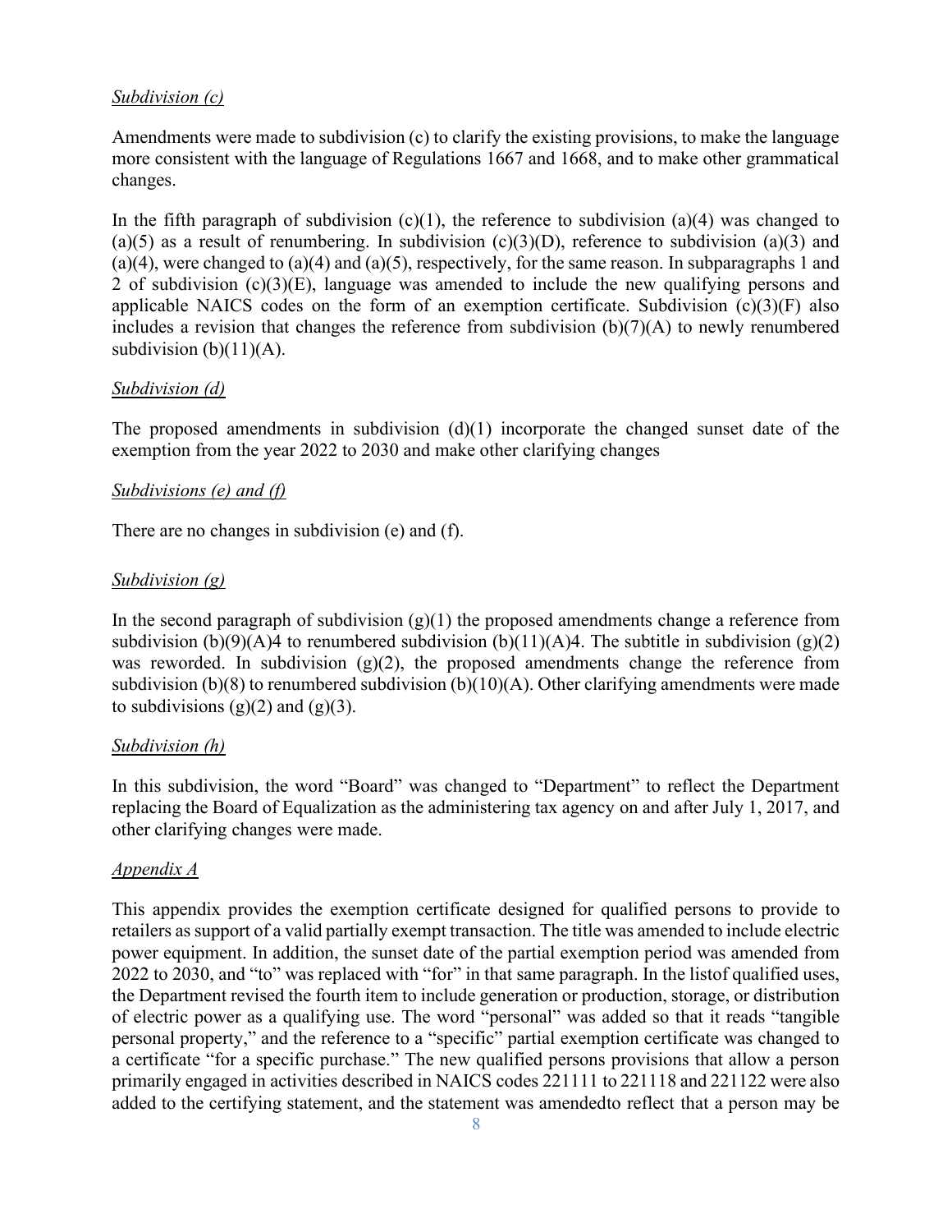*Subdivision (c)*

Amendments were made to subdivision (c) to clarify the existing provisions, to make the language more consistent with the language of Regulations 1667 and 1668, and to make other grammatical changes.

In the fifth paragraph of subdivision (c)(1), the reference to subdivision (a)(4) was changed to (a)(5) as a result of renumbering. In subdivision (c)(3)(D), reference to subdivision (a)(3) and (a)(4), were changed to (a)(4) and (a)(5), respectively, for the same reason. In subparagraphs 1 and 2 of subdivision (c)(3)(E), language was amended to include the new qualifying persons and applicable NAICS codes on the form of an exemption certificate. Subdivision (c)(3)(F) also includes a revision that changes the reference from subdivision (b)(7)(A) to newly renumbered subdivision (b)(11)(A).

*Subdivision (d)*

The proposed amendments in subdivision (d)(1) incorporate the changed sunset date of the exemption from the year 2022 to 2030 and make other clarifying changes

*Subdivisions (e) and (f)*

There are no changes in subdivision (e) and (f).

*Subdivision (g)*

In the second paragraph of subdivision (g)(1) the proposed amendments change a reference from subdivision (b)(9)(A)4 to renumbered subdivision (b)(11)(A)4. The subtitle in subdivision (g)(2) was reworded. In subdivision (g)(2), the proposed amendments change the reference from subdivision (b)(8) to renumbered subdivision (b)(10)(A). Other clarifying amendments were made to subdivisions (g)(2) and (g)(3).

*Subdivision (h)*

In this subdivision, the word "Board" was changed to "Department" to reflect the Department replacing the Board of Equalization as the administering tax agency on and after July 1, 2017, and other clarifying changes were made.

*Appendix A*

This appendix provides the exemption certificate designed for qualified persons to provide to retailers as support of a valid partially exempt transaction. The title was amended to include electric power equipment. In addition, the sunset date of the partial exemption period was amended from 2022 to 2030, and "to" was replaced with "for" in that same paragraph. In the listof qualified uses, the Department revised the fourth item to include generation or production, storage, or distribution of electric power as a qualifying use. The word "personal" was added so that it reads "tangible personal property," and the reference to a "specific" partial exemption certificate was changed to a certificate "for a specific purchase." The new qualified persons provisions that allow a person primarily engaged in activities described in NAICS codes 221111 to 221118 and 221122 were also added to the certifying statement, and the statement was amendedto reflect that a person may be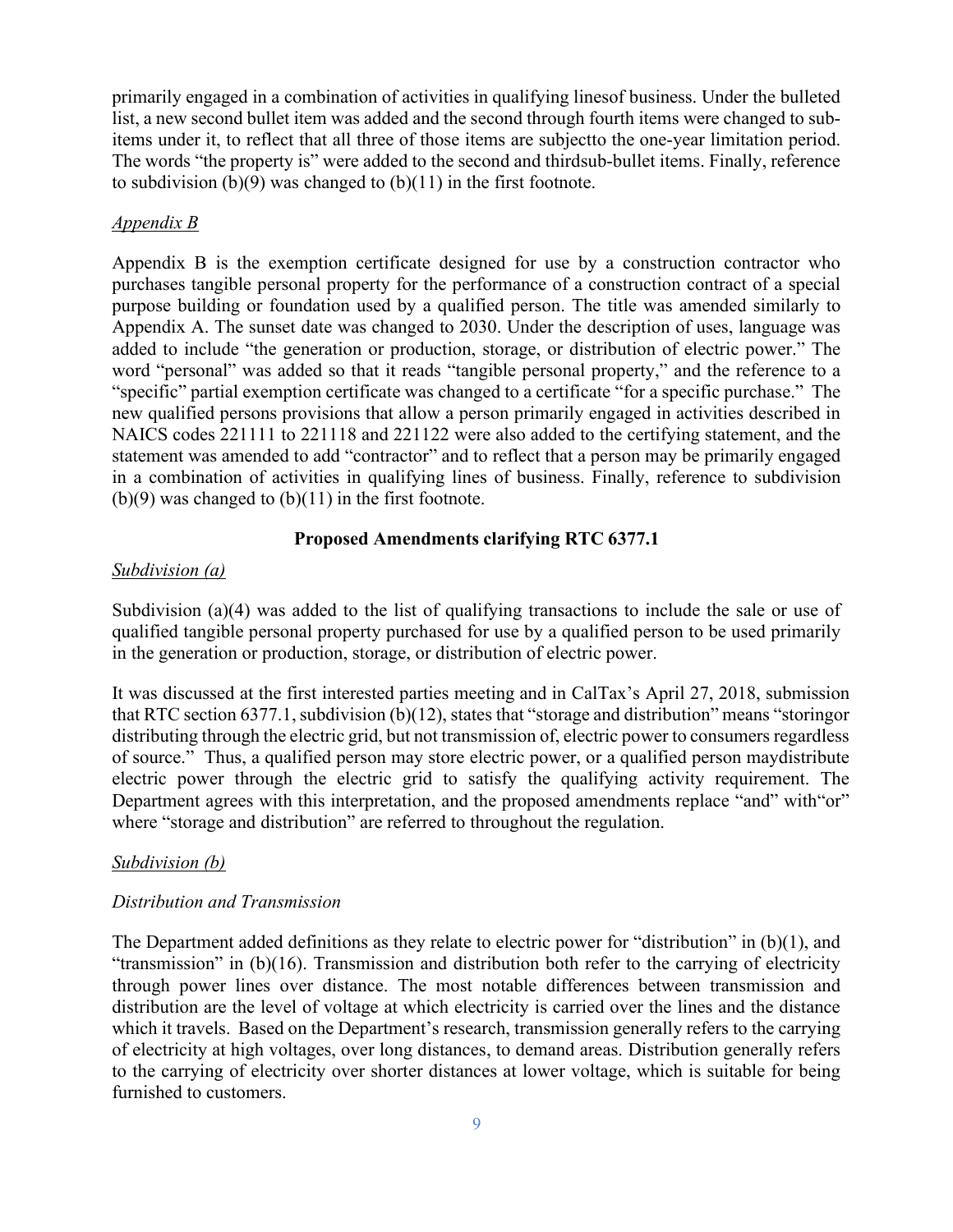primarily engaged in a combination of activities in qualifying linesof business. Under the bulleted list, a new second bullet item was added and the second through fourth items were changed to sub-items under it, to reflect that all three of those items are subjectto the one-year limitation period. The words "the property is" were added to the second and thirdsub-bullet items. Finally, reference to subdivision (b)(9) was changed to (b)(11) in the first footnote.

*Appendix B*

Appendix B is the exemption certificate designed for use by a construction contractor who purchases tangible personal property for the performance of a construction contract of a special purpose building or foundation used by a qualified person. The title was amended similarly to Appendix A. The sunset date was changed to 2030. Under the description of uses, language was added to include "the generation or production, storage, or distribution of electric power." The word "personal" was added so that it reads "tangible personal property," and the reference to a "specific" partial exemption certificate was changed to a certificate "for a specific purchase." The new qualified persons provisions that allow a person primarily engaged in activities described in NAICS codes 221111 to 221118 and 221122 were also added to the certifying statement, and the statement was amended to add "contractor" and to reflect that a person may be primarily engaged in a combination of activities in qualifying lines of business. Finally, reference to subdivision (b)(9) was changed to (b)(11) in the first footnote.

**Proposed Amendments clarifying RTC 6377.1**

*Subdivision (a)*

Subdivision (a)(4) was added to the list of qualifying transactions to include the sale or use of qualified tangible personal property purchased for use by a qualified person to be used primarily in the generation or production, storage, or distribution of electric power.

It was discussed at the first interested parties meeting and in CalTax's April 27, 2018, submission that RTC section 6377.1, subdivision (b)(12), states that "storage and distribution" means "storingor distributing through the electric grid, but not transmission of, electric power to consumers regardless of source." Thus, a qualified person may store electric power, or a qualified person maydistribute electric power through the electric grid to satisfy the qualifying activity requirement. The Department agrees with this interpretation, and the proposed amendments replace "and" with"or" where "storage and distribution" are referred to throughout the regulation.

*Subdivision (b)*

*Distribution and Transmission*

The Department added definitions as they relate to electric power for "distribution" in (b)(1), and "transmission" in (b)(16). Transmission and distribution both refer to the carrying of electricity through power lines over distance. The most notable differences between transmission and distribution are the level of voltage at which electricity is carried over the lines and the distance which it travels. Based on the Department's research, transmission generally refers to the carrying of electricity at high voltages, over long distances, to demand areas. Distribution generally refers to the carrying of electricity over shorter distances at lower voltage, which is suitable for being furnished to customers.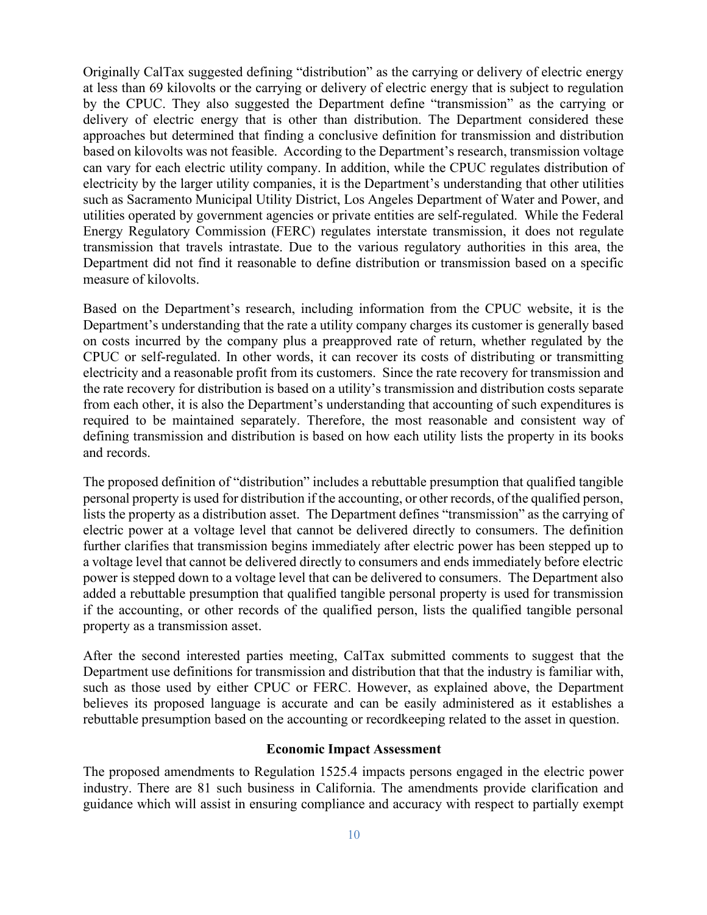Originally CalTax suggested defining "distribution" as the carrying or delivery of electric energy at less than 69 kilovolts or the carrying or delivery of electric energy that is subject to regulation by the CPUC. They also suggested the Department define "transmission" as the carrying or delivery of electric energy that is other than distribution. The Department considered these approaches but determined that finding a conclusive definition for transmission and distribution based on kilovolts was not feasible. According to the Department's research, transmission voltage can vary for each electric utility company. In addition, while the CPUC regulates distribution of electricity by the larger utility companies, it is the Department's understanding that other utilities such as Sacramento Municipal Utility District, Los Angeles Department of Water and Power, and utilities operated by government agencies or private entities are self-regulated. While the Federal Energy Regulatory Commission (FERC) regulates interstate transmission, it does not regulate transmission that travels intrastate. Due to the various regulatory authorities in this area, the Department did not find it reasonable to define distribution or transmission based on a specific measure of kilovolts.

Based on the Department's research, including information from the CPUC website, it is the Department's understanding that the rate a utility company charges its customer is generally based on costs incurred by the company plus a preapproved rate of return, whether regulated by the CPUC or self-regulated. In other words, it can recover its costs of distributing or transmitting electricity and a reasonable profit from its customers. Since the rate recovery for transmission and the rate recovery for distribution is based on a utility's transmission and distribution costs separate from each other, it is also the Department's understanding that accounting of such expenditures is required to be maintained separately. Therefore, the most reasonable and consistent way of defining transmission and distribution is based on how each utility lists the property in its books and records.

The proposed definition of "distribution" includes a rebuttable presumption that qualified tangible personal property is used for distribution if the accounting, or other records, of the qualified person, lists the property as a distribution asset. The Department defines "transmission" as the carrying of electric power at a voltage level that cannot be delivered directly to consumers. The definition further clarifies that transmission begins immediately after electric power has been stepped up to a voltage level that cannot be delivered directly to consumers and ends immediately before electric power is stepped down to a voltage level that can be delivered to consumers. The Department also added a rebuttable presumption that qualified tangible personal property is used for transmission if the accounting, or other records of the qualified person, lists the qualified tangible personal property as a transmission asset.

After the second interested parties meeting, CalTax submitted comments to suggest that the Department use definitions for transmission and distribution that that the industry is familiar with, such as those used by either CPUC or FERC. However, as explained above, the Department believes its proposed language is accurate and can be easily administered as it establishes a rebuttable presumption based on the accounting or recordkeeping related to the asset in question.

**Economic Impact Assessment**

The proposed amendments to Regulation 1525.4 impacts persons engaged in the electric power industry. There are 81 such business in California. The amendments provide clarification and guidance which will assist in ensuring compliance and accuracy with respect to partially exempt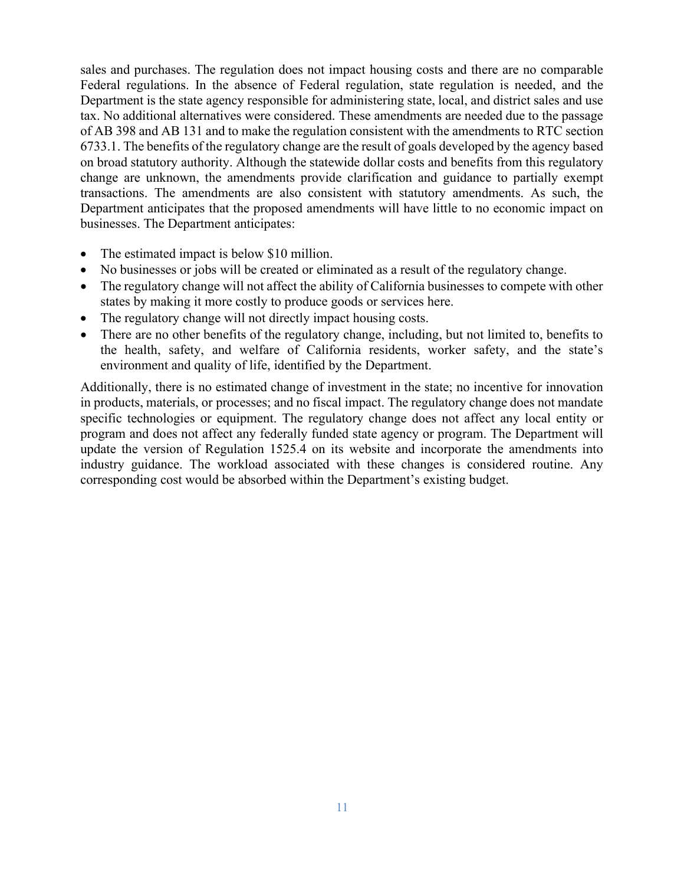sales and purchases. The regulation does not impact housing costs and there are no comparable Federal regulations. In the absence of Federal regulation, state regulation is needed, and the Department is the state agency responsible for administering state, local, and district sales and use tax. No additional alternatives were considered. These amendments are needed due to the passage of AB 398 and AB 131 and to make the regulation consistent with the amendments to RTC section 6733.1. The benefits of the regulatory change are the result of goals developed by the agency based on broad statutory authority. Although the statewide dollar costs and benefits from this regulatory change are unknown, the amendments provide clarification and guidance to partially exempt transactions. The amendments are also consistent with statutory amendments. As such, the Department anticipates that the proposed amendments will have little to no economic impact on businesses. The Department anticipates:

- The estimated impact is below $10 million.
- No businesses or jobs will be created or eliminated as a result of the regulatory change.
- The regulatory change will not affect the ability of California businesses to compete with other states by making it more costly to produce goods or services here.
- The regulatory change will not directly impact housing costs.
- There are no other benefits of the regulatory change, including, but not limited to, benefits to the health, safety, and welfare of California residents, worker safety, and the state's environment and quality of life, identified by the Department.

Additionally, there is no estimated change of investment in the state; no incentive for innovation in products, materials, or processes; and no fiscal impact. The regulatory change does not mandate specific technologies or equipment. The regulatory change does not affect any local entity or program and does not affect any federally funded state agency or program. The Department will update the version of Regulation 1525.4 on its website and incorporate the amendments into industry guidance. The workload associated with these changes is considered routine. Any corresponding cost would be absorbed within the Department's existing budget.